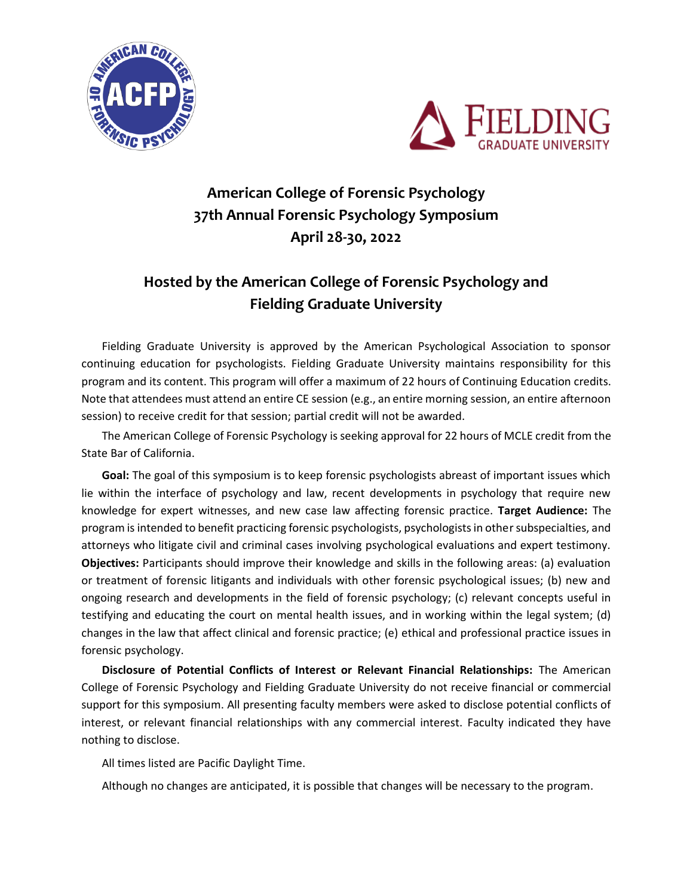# American College of Forensic Psychology
# 37th Annual Forensic Psychology Symposium
# April 28-30, 2022

## Hosted by the American College of Forensic Psychology and Fielding Graduate University

Fielding Graduate University is approved by the American Psychological Association to sponsor continuing education for psychologists. Fielding Graduate University maintains responsibility for this program and its content. This program will offer a maximum of 22 hours of Continuing Education credits. Note that attendees must attend an entire CE session (e.g., an entire morning session, an entire afternoon session) to receive credit for that session; partial credit will not be awarded.

The American College of Forensic Psychology is seeking approval for 22 hours of MCLE credit from the State Bar of California.

**Goal:** The goal of this symposium is to keep forensic psychologists abreast of important issues which lie within the interface of psychology and law, recent developments in psychology that require new knowledge for expert witnesses, and new case law affecting forensic practice. **Target Audience:** The program is intended to benefit practicing forensic psychologists, psychologists in other subspecialties, and attorneys who litigate civil and criminal cases involving psychological evaluations and expert testimony. **Objectives:** Participants should improve their knowledge and skills in the following areas: (a) evaluation or treatment of forensic litigants and individuals with other forensic psychological issues; (b) new and ongoing research and developments in the field of forensic psychology; (c) relevant concepts useful in testifying and educating the court on mental health issues, and in working within the legal system; (d) changes in the law that affect clinical and forensic practice; (e) ethical and professional practice issues in forensic psychology.

**Disclosure of Potential Conflicts of Interest or Relevant Financial Relationships:** The American College of Forensic Psychology and Fielding Graduate University do not receive financial or commercial support for this symposium. All presenting faculty members were asked to disclose potential conflicts of interest, or relevant financial relationships with any commercial interest. Faculty indicated they have nothing to disclose.

All times listed are Pacific Daylight Time.

Although no changes are anticipated, it is possible that changes will be necessary to the program.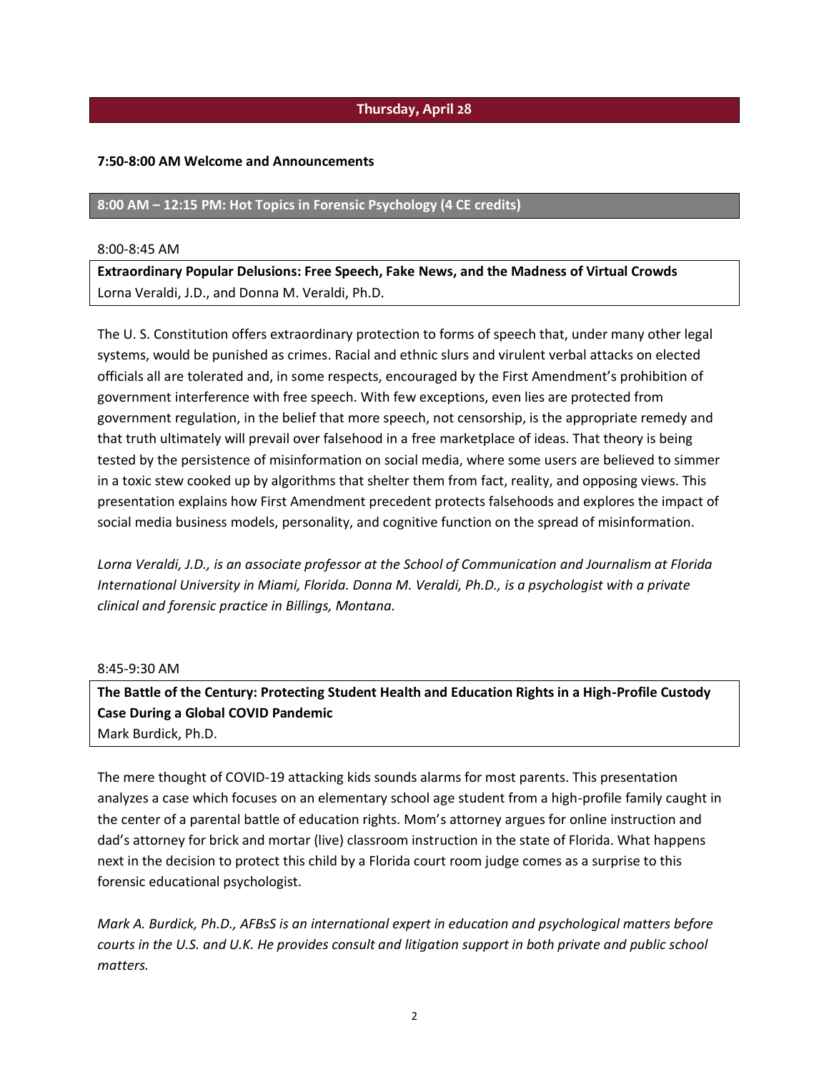## Thursday, April 28

**7:50-8:00 AM Welcome and Announcements**

### 8:00 AM – 12:15 PM: Hot Topics in Forensic Psychology (4 CE credits)

8:00-8:45 AM

**Extraordinary Popular Delusions: Free Speech, Fake News, and the Madness of Virtual Crowds**
Lorna Veraldi, J.D., and Donna M. Veraldi, Ph.D.

The U. S. Constitution offers extraordinary protection to forms of speech that, under many other legal systems, would be punished as crimes. Racial and ethnic slurs and virulent verbal attacks on elected officials all are tolerated and, in some respects, encouraged by the First Amendment's prohibition of government interference with free speech. With few exceptions, even lies are protected from government regulation, in the belief that more speech, not censorship, is the appropriate remedy and that truth ultimately will prevail over falsehood in a free marketplace of ideas. That theory is being tested by the persistence of misinformation on social media, where some users are believed to simmer in a toxic stew cooked up by algorithms that shelter them from fact, reality, and opposing views. This presentation explains how First Amendment precedent protects falsehoods and explores the impact of social media business models, personality, and cognitive function on the spread of misinformation.

*Lorna Veraldi, J.D., is an associate professor at the School of Communication and Journalism at Florida International University in Miami, Florida. Donna M. Veraldi, Ph.D., is a psychologist with a private clinical and forensic practice in Billings, Montana.*

8:45-9:30 AM

**The Battle of the Century: Protecting Student Health and Education Rights in a High-Profile Custody Case During a Global COVID Pandemic**
Mark Burdick, Ph.D.

The mere thought of COVID-19 attacking kids sounds alarms for most parents. This presentation analyzes a case which focuses on an elementary school age student from a high-profile family caught in the center of a parental battle of education rights. Mom's attorney argues for online instruction and dad's attorney for brick and mortar (live) classroom instruction in the state of Florida. What happens next in the decision to protect this child by a Florida court room judge comes as a surprise to this forensic educational psychologist.

*Mark A. Burdick, Ph.D., AFBsS is an international expert in education and psychological matters before courts in the U.S. and U.K. He provides consult and litigation support in both private and public school matters.*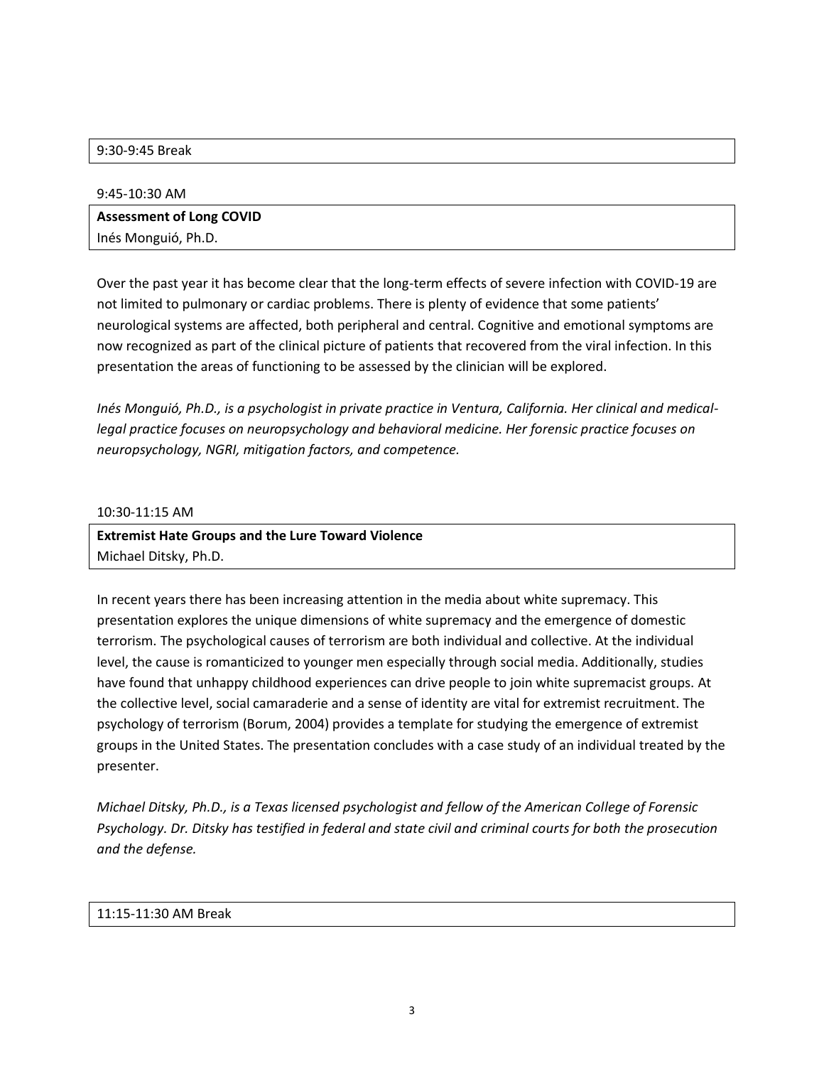9:30-9:45 Break

9:45-10:30 AM

**Assessment of Long COVID**
Inés Monguió, Ph.D.

Over the past year it has become clear that the long-term effects of severe infection with COVID-19 are not limited to pulmonary or cardiac problems. There is plenty of evidence that some patients' neurological systems are affected, both peripheral and central. Cognitive and emotional symptoms are now recognized as part of the clinical picture of patients that recovered from the viral infection. In this presentation the areas of functioning to be assessed by the clinician will be explored.

*Inés Monguió, Ph.D., is a psychologist in private practice in Ventura, California. Her clinical and medical-legal practice focuses on neuropsychology and behavioral medicine. Her forensic practice focuses on neuropsychology, NGRI, mitigation factors, and competence.*

10:30-11:15 AM

**Extremist Hate Groups and the Lure Toward Violence**
Michael Ditsky, Ph.D.

In recent years there has been increasing attention in the media about white supremacy. This presentation explores the unique dimensions of white supremacy and the emergence of domestic terrorism. The psychological causes of terrorism are both individual and collective. At the individual level, the cause is romanticized to younger men especially through social media. Additionally, studies have found that unhappy childhood experiences can drive people to join white supremacist groups. At the collective level, social camaraderie and a sense of identity are vital for extremist recruitment. The psychology of terrorism (Borum, 2004) provides a template for studying the emergence of extremist groups in the United States. The presentation concludes with a case study of an individual treated by the presenter.

*Michael Ditsky, Ph.D., is a Texas licensed psychologist and fellow of the American College of Forensic Psychology. Dr. Ditsky has testified in federal and state civil and criminal courts for both the prosecution and the defense.*

11:15-11:30 AM Break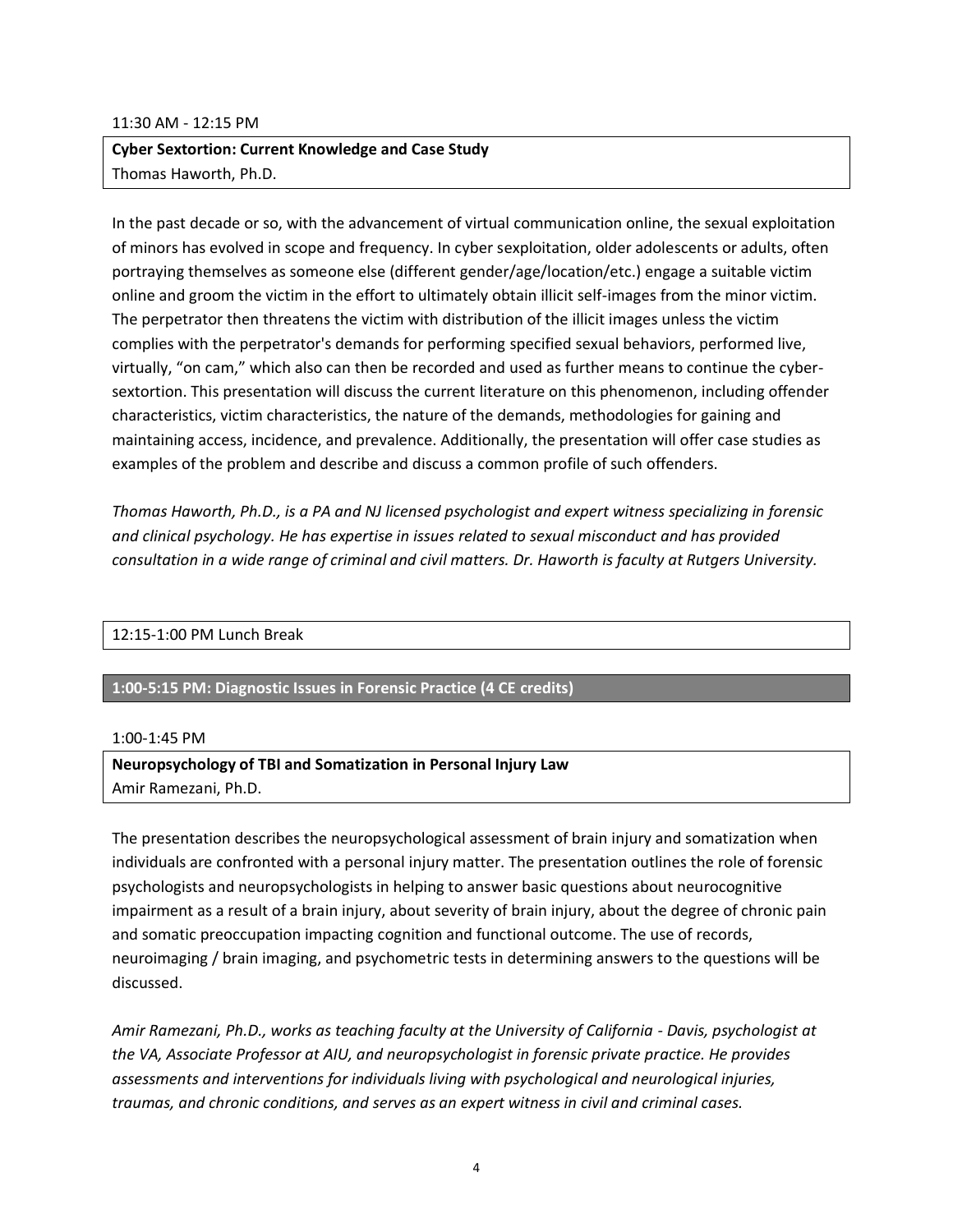11:30 AM - 12:15 PM

**Cyber Sextortion: Current Knowledge and Case Study**
Thomas Haworth, Ph.D.

In the past decade or so, with the advancement of virtual communication online, the sexual exploitation of minors has evolved in scope and frequency. In cyber sexploitation, older adolescents or adults, often portraying themselves as someone else (different gender/age/location/etc.) engage a suitable victim online and groom the victim in the effort to ultimately obtain illicit self-images from the minor victim. The perpetrator then threatens the victim with distribution of the illicit images unless the victim complies with the perpetrator's demands for performing specified sexual behaviors, performed live, virtually, "on cam," which also can then be recorded and used as further means to continue the cyber-sextortion. This presentation will discuss the current literature on this phenomenon, including offender characteristics, victim characteristics, the nature of the demands, methodologies for gaining and maintaining access, incidence, and prevalence. Additionally, the presentation will offer case studies as examples of the problem and describe and discuss a common profile of such offenders.

*Thomas Haworth, Ph.D., is a PA and NJ licensed psychologist and expert witness specializing in forensic and clinical psychology. He has expertise in issues related to sexual misconduct and has provided consultation in a wide range of criminal and civil matters. Dr. Haworth is faculty at Rutgers University.*

12:15-1:00 PM Lunch Break

## 1:00-5:15 PM: Diagnostic Issues in Forensic Practice (4 CE credits)

1:00-1:45 PM

**Neuropsychology of TBI and Somatization in Personal Injury Law**
Amir Ramezani, Ph.D.

The presentation describes the neuropsychological assessment of brain injury and somatization when individuals are confronted with a personal injury matter. The presentation outlines the role of forensic psychologists and neuropsychologists in helping to answer basic questions about neurocognitive impairment as a result of a brain injury, about severity of brain injury, about the degree of chronic pain and somatic preoccupation impacting cognition and functional outcome. The use of records, neuroimaging / brain imaging, and psychometric tests in determining answers to the questions will be discussed.

*Amir Ramezani, Ph.D., works as teaching faculty at the University of California - Davis, psychologist at the VA, Associate Professor at AIU, and neuropsychologist in forensic private practice. He provides assessments and interventions for individuals living with psychological and neurological injuries, traumas, and chronic conditions, and serves as an expert witness in civil and criminal cases.*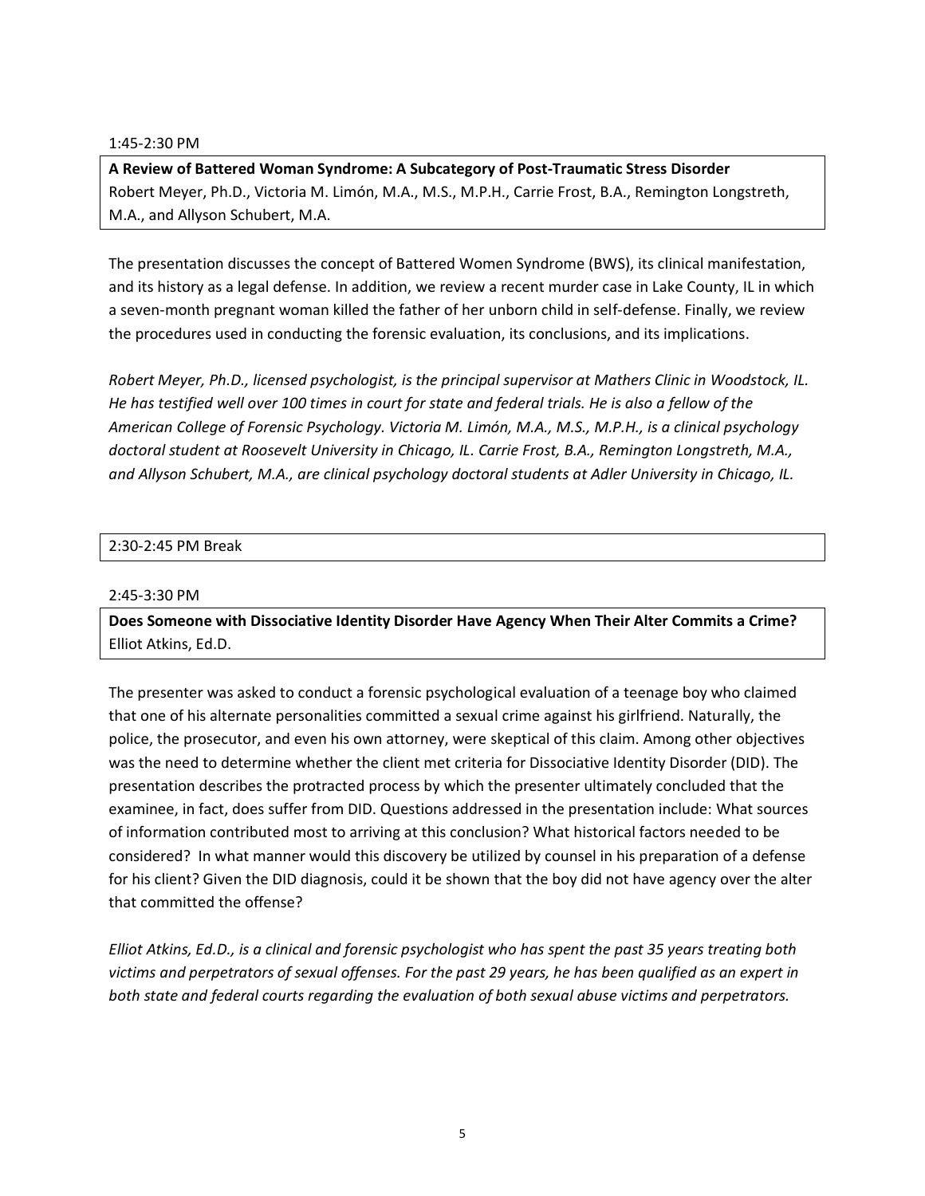1:45-2:30 PM

**A Review of Battered Woman Syndrome: A Subcategory of Post-Traumatic Stress Disorder**
Robert Meyer, Ph.D., Victoria M. Limón, M.A., M.S., M.P.H., Carrie Frost, B.A., Remington Longstreth, M.A., and Allyson Schubert, M.A.

The presentation discusses the concept of Battered Women Syndrome (BWS), its clinical manifestation, and its history as a legal defense. In addition, we review a recent murder case in Lake County, IL in which a seven-month pregnant woman killed the father of her unborn child in self-defense. Finally, we review the procedures used in conducting the forensic evaluation, its conclusions, and its implications.

*Robert Meyer, Ph.D., licensed psychologist, is the principal supervisor at Mathers Clinic in Woodstock, IL. He has testified well over 100 times in court for state and federal trials. He is also a fellow of the American College of Forensic Psychology. Victoria M. Limón, M.A., M.S., M.P.H., is a clinical psychology doctoral student at Roosevelt University in Chicago, IL. Carrie Frost, B.A., Remington Longstreth, M.A., and Allyson Schubert, M.A., are clinical psychology doctoral students at Adler University in Chicago, IL.*

2:30-2:45 PM Break

2:45-3:30 PM

**Does Someone with Dissociative Identity Disorder Have Agency When Their Alter Commits a Crime?**
Elliot Atkins, Ed.D.

The presenter was asked to conduct a forensic psychological evaluation of a teenage boy who claimed that one of his alternate personalities committed a sexual crime against his girlfriend. Naturally, the police, the prosecutor, and even his own attorney, were skeptical of this claim. Among other objectives was the need to determine whether the client met criteria for Dissociative Identity Disorder (DID). The presentation describes the protracted process by which the presenter ultimately concluded that the examinee, in fact, does suffer from DID. Questions addressed in the presentation include: What sources of information contributed most to arriving at this conclusion? What historical factors needed to be considered? In what manner would this discovery be utilized by counsel in his preparation of a defense for his client? Given the DID diagnosis, could it be shown that the boy did not have agency over the alter that committed the offense?

*Elliot Atkins, Ed.D., is a clinical and forensic psychologist who has spent the past 35 years treating both victims and perpetrators of sexual offenses. For the past 29 years, he has been qualified as an expert in both state and federal courts regarding the evaluation of both sexual abuse victims and perpetrators.*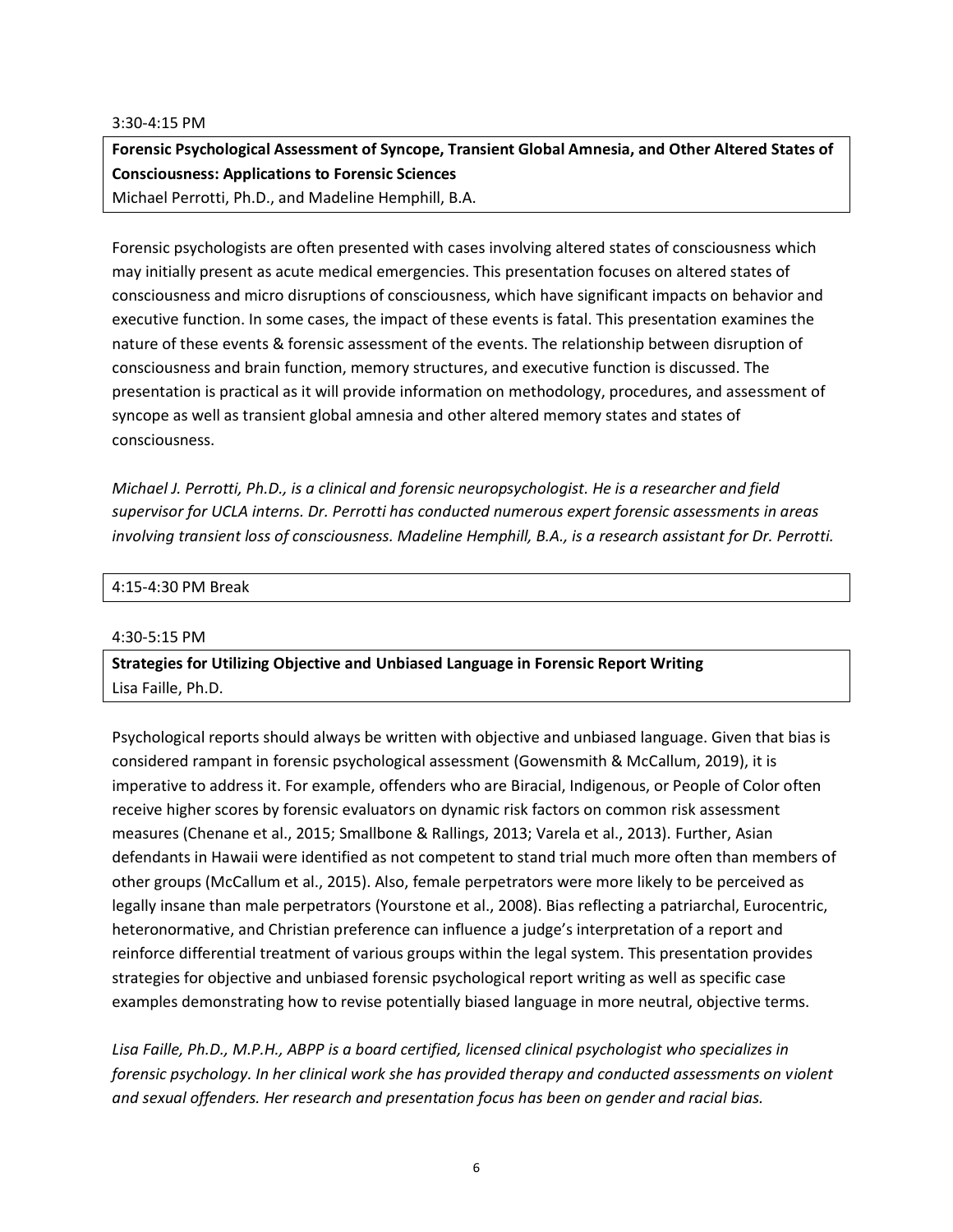3:30-4:15 PM

**Forensic Psychological Assessment of Syncope, Transient Global Amnesia, and Other Altered States of Consciousness: Applications to Forensic Sciences**
Michael Perrotti, Ph.D., and Madeline Hemphill, B.A.

Forensic psychologists are often presented with cases involving altered states of consciousness which may initially present as acute medical emergencies. This presentation focuses on altered states of consciousness and micro disruptions of consciousness, which have significant impacts on behavior and executive function. In some cases, the impact of these events is fatal. This presentation examines the nature of these events & forensic assessment of the events. The relationship between disruption of consciousness and brain function, memory structures, and executive function is discussed. The presentation is practical as it will provide information on methodology, procedures, and assessment of syncope as well as transient global amnesia and other altered memory states and states of consciousness.

*Michael J. Perrotti, Ph.D., is a clinical and forensic neuropsychologist. He is a researcher and field supervisor for UCLA interns. Dr. Perrotti has conducted numerous expert forensic assessments in areas involving transient loss of consciousness. Madeline Hemphill, B.A., is a research assistant for Dr. Perrotti.*

4:15-4:30 PM Break

4:30-5:15 PM

**Strategies for Utilizing Objective and Unbiased Language in Forensic Report Writing**
Lisa Faille, Ph.D.

Psychological reports should always be written with objective and unbiased language. Given that bias is considered rampant in forensic psychological assessment (Gowensmith & McCallum, 2019), it is imperative to address it. For example, offenders who are Biracial, Indigenous, or People of Color often receive higher scores by forensic evaluators on dynamic risk factors on common risk assessment measures (Chenane et al., 2015; Smallbone & Rallings, 2013; Varela et al., 2013). Further, Asian defendants in Hawaii were identified as not competent to stand trial much more often than members of other groups (McCallum et al., 2015). Also, female perpetrators were more likely to be perceived as legally insane than male perpetrators (Yourstone et al., 2008). Bias reflecting a patriarchal, Eurocentric, heteronormative, and Christian preference can influence a judge's interpretation of a report and reinforce differential treatment of various groups within the legal system. This presentation provides strategies for objective and unbiased forensic psychological report writing as well as specific case examples demonstrating how to revise potentially biased language in more neutral, objective terms.

*Lisa Faille, Ph.D., M.P.H., ABPP is a board certified, licensed clinical psychologist who specializes in forensic psychology. In her clinical work she has provided therapy and conducted assessments on violent and sexual offenders. Her research and presentation focus has been on gender and racial bias.*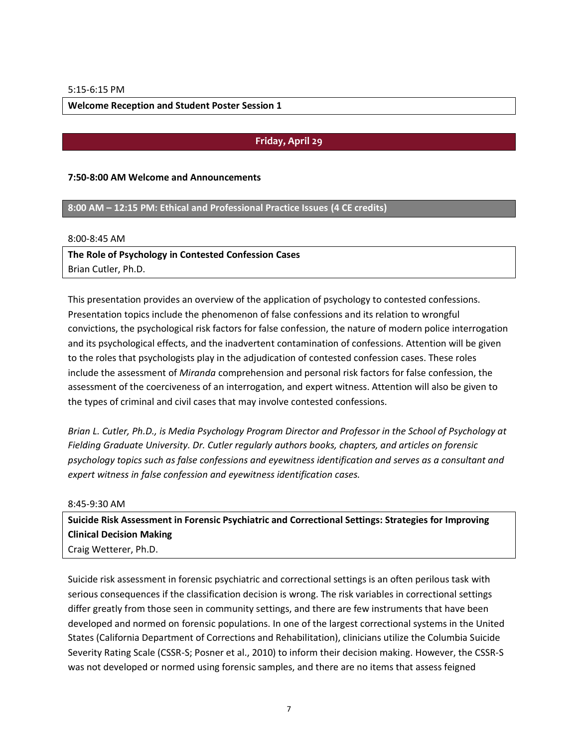5:15-6:15 PM

**Welcome Reception and Student Poster Session 1**

## Friday, April 29

**7:50-8:00 AM Welcome and Announcements**

### 8:00 AM – 12:15 PM: Ethical and Professional Practice Issues (4 CE credits)

8:00-8:45 AM

**The Role of Psychology in Contested Confession Cases**
Brian Cutler, Ph.D.

This presentation provides an overview of the application of psychology to contested confessions. Presentation topics include the phenomenon of false confessions and its relation to wrongful convictions, the psychological risk factors for false confession, the nature of modern police interrogation and its psychological effects, and the inadvertent contamination of confessions. Attention will be given to the roles that psychologists play in the adjudication of contested confession cases. These roles include the assessment of *Miranda* comprehension and personal risk factors for false confession, the assessment of the coerciveness of an interrogation, and expert witness. Attention will also be given to the types of criminal and civil cases that may involve contested confessions.

*Brian L. Cutler, Ph.D., is Media Psychology Program Director and Professor in the School of Psychology at Fielding Graduate University. Dr. Cutler regularly authors books, chapters, and articles on forensic psychology topics such as false confessions and eyewitness identification and serves as a consultant and expert witness in false confession and eyewitness identification cases.*

8:45-9:30 AM

**Suicide Risk Assessment in Forensic Psychiatric and Correctional Settings: Strategies for Improving Clinical Decision Making**
Craig Wetterer, Ph.D.

Suicide risk assessment in forensic psychiatric and correctional settings is an often perilous task with serious consequences if the classification decision is wrong. The risk variables in correctional settings differ greatly from those seen in community settings, and there are few instruments that have been developed and normed on forensic populations. In one of the largest correctional systems in the United States (California Department of Corrections and Rehabilitation), clinicians utilize the Columbia Suicide Severity Rating Scale (CSSR-S; Posner et al., 2010) to inform their decision making. However, the CSSR-S was not developed or normed using forensic samples, and there are no items that assess feigned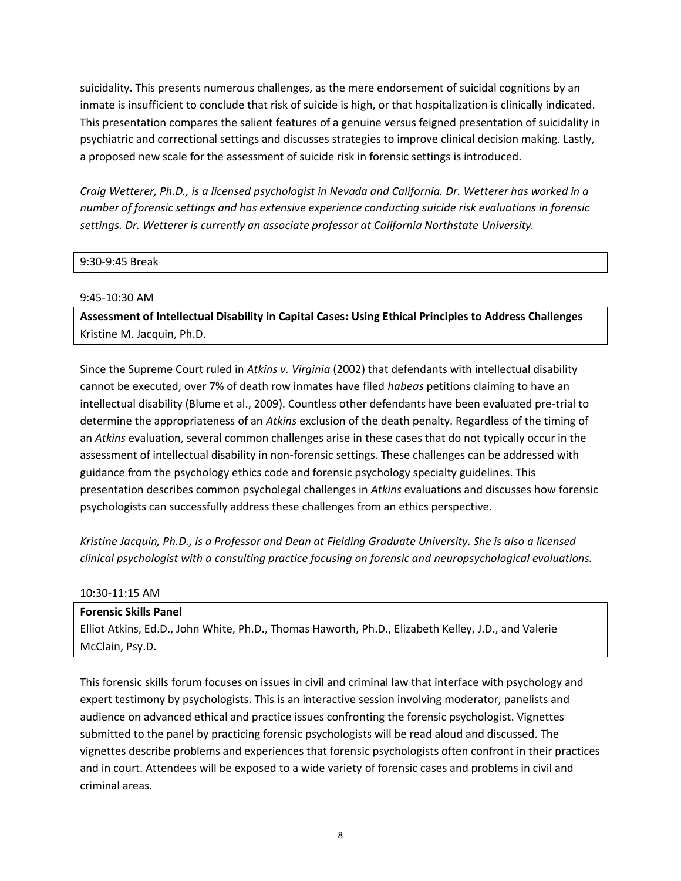suicidality. This presents numerous challenges, as the mere endorsement of suicidal cognitions by an inmate is insufficient to conclude that risk of suicide is high, or that hospitalization is clinically indicated. This presentation compares the salient features of a genuine versus feigned presentation of suicidality in psychiatric and correctional settings and discusses strategies to improve clinical decision making. Lastly, a proposed new scale for the assessment of suicide risk in forensic settings is introduced.

*Craig Wetterer, Ph.D., is a licensed psychologist in Nevada and California. Dr. Wetterer has worked in a number of forensic settings and has extensive experience conducting suicide risk evaluations in forensic settings. Dr. Wetterer is currently an associate professor at California Northstate University.*

9:30-9:45 Break

9:45-10:30 AM

**Assessment of Intellectual Disability in Capital Cases: Using Ethical Principles to Address Challenges**
Kristine M. Jacquin, Ph.D.

Since the Supreme Court ruled in *Atkins v. Virginia* (2002) that defendants with intellectual disability cannot be executed, over 7% of death row inmates have filed *habeas* petitions claiming to have an intellectual disability (Blume et al., 2009). Countless other defendants have been evaluated pre-trial to determine the appropriateness of an *Atkins* exclusion of the death penalty. Regardless of the timing of an *Atkins* evaluation, several common challenges arise in these cases that do not typically occur in the assessment of intellectual disability in non-forensic settings. These challenges can be addressed with guidance from the psychology ethics code and forensic psychology specialty guidelines. This presentation describes common psycholegal challenges in *Atkins* evaluations and discusses how forensic psychologists can successfully address these challenges from an ethics perspective.

*Kristine Jacquin, Ph.D., is a Professor and Dean at Fielding Graduate University. She is also a licensed clinical psychologist with a consulting practice focusing on forensic and neuropsychological evaluations.*

10:30-11:15 AM

**Forensic Skills Panel**
Elliot Atkins, Ed.D., John White, Ph.D., Thomas Haworth, Ph.D., Elizabeth Kelley, J.D., and Valerie McClain, Psy.D.

This forensic skills forum focuses on issues in civil and criminal law that interface with psychology and expert testimony by psychologists. This is an interactive session involving moderator, panelists and audience on advanced ethical and practice issues confronting the forensic psychologist. Vignettes submitted to the panel by practicing forensic psychologists will be read aloud and discussed. The vignettes describe problems and experiences that forensic psychologists often confront in their practices and in court. Attendees will be exposed to a wide variety of forensic cases and problems in civil and criminal areas.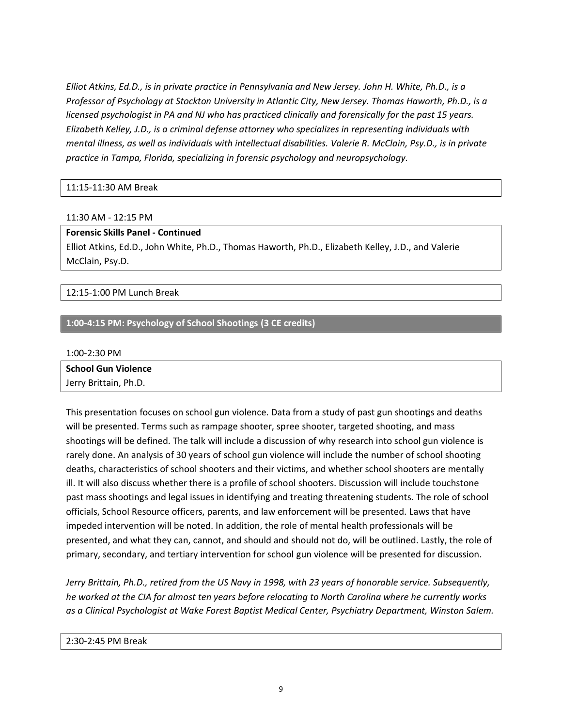*Elliot Atkins, Ed.D., is in private practice in Pennsylvania and New Jersey. John H. White, Ph.D., is a Professor of Psychology at Stockton University in Atlantic City, New Jersey. Thomas Haworth, Ph.D., is a licensed psychologist in PA and NJ who has practiced clinically and forensically for the past 15 years. Elizabeth Kelley, J.D., is a criminal defense attorney who specializes in representing individuals with mental illness, as well as individuals with intellectual disabilities. Valerie R. McClain, Psy.D., is in private practice in Tampa, Florida, specializing in forensic psychology and neuropsychology.*

11:15-11:30 AM Break

11:30 AM - 12:15 PM

**Forensic Skills Panel - Continued**
Elliot Atkins, Ed.D., John White, Ph.D., Thomas Haworth, Ph.D., Elizabeth Kelley, J.D., and Valerie McClain, Psy.D.

12:15-1:00 PM Lunch Break

## 1:00-4:15 PM: Psychology of School Shootings (3 CE credits)

1:00-2:30 PM

**School Gun Violence**
Jerry Brittain, Ph.D.

This presentation focuses on school gun violence. Data from a study of past gun shootings and deaths will be presented. Terms such as rampage shooter, spree shooter, targeted shooting, and mass shootings will be defined. The talk will include a discussion of why research into school gun violence is rarely done. An analysis of 30 years of school gun violence will include the number of school shooting deaths, characteristics of school shooters and their victims, and whether school shooters are mentally ill. It will also discuss whether there is a profile of school shooters. Discussion will include touchstone past mass shootings and legal issues in identifying and treating threatening students. The role of school officials, School Resource officers, parents, and law enforcement will be presented. Laws that have impeded intervention will be noted. In addition, the role of mental health professionals will be presented, and what they can, cannot, and should and should not do, will be outlined. Lastly, the role of primary, secondary, and tertiary intervention for school gun violence will be presented for discussion.

*Jerry Brittain, Ph.D., retired from the US Navy in 1998, with 23 years of honorable service. Subsequently, he worked at the CIA for almost ten years before relocating to North Carolina where he currently works as a Clinical Psychologist at Wake Forest Baptist Medical Center, Psychiatry Department, Winston Salem.*

2:30-2:45 PM Break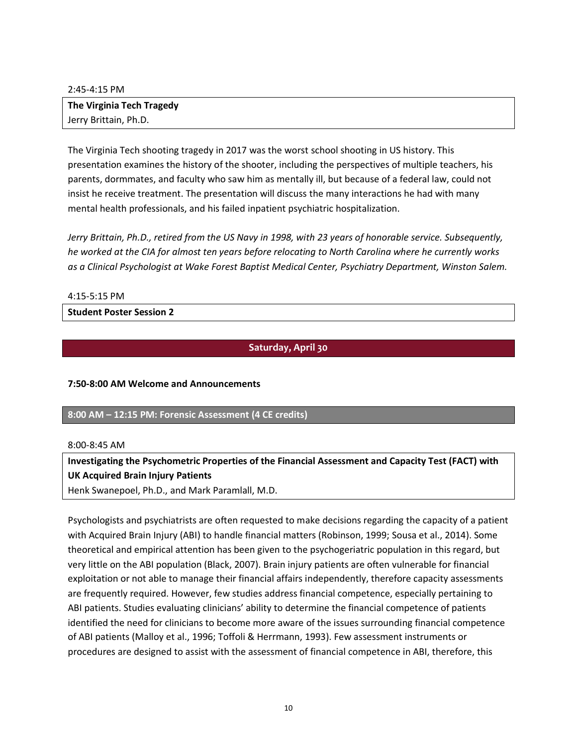2:45-4:15 PM

**The Virginia Tech Tragedy**
Jerry Brittain, Ph.D.

The Virginia Tech shooting tragedy in 2017 was the worst school shooting in US history. This presentation examines the history of the shooter, including the perspectives of multiple teachers, his parents, dormmates, and faculty who saw him as mentally ill, but because of a federal law, could not insist he receive treatment. The presentation will discuss the many interactions he had with many mental health professionals, and his failed inpatient psychiatric hospitalization.

*Jerry Brittain, Ph.D., retired from the US Navy in 1998, with 23 years of honorable service. Subsequently, he worked at the CIA for almost ten years before relocating to North Carolina where he currently works as a Clinical Psychologist at Wake Forest Baptist Medical Center, Psychiatry Department, Winston Salem.*

4:15-5:15 PM

**Student Poster Session 2**

## Saturday, April 30

**7:50-8:00 AM Welcome and Announcements**

### 8:00 AM – 12:15 PM: Forensic Assessment (4 CE credits)

8:00-8:45 AM

**Investigating the Psychometric Properties of the Financial Assessment and Capacity Test (FACT) with UK Acquired Brain Injury Patients**
Henk Swanepoel, Ph.D., and Mark Paramlall, M.D.

Psychologists and psychiatrists are often requested to make decisions regarding the capacity of a patient with Acquired Brain Injury (ABI) to handle financial matters (Robinson, 1999; Sousa et al., 2014). Some theoretical and empirical attention has been given to the psychogeriatric population in this regard, but very little on the ABI population (Black, 2007). Brain injury patients are often vulnerable for financial exploitation or not able to manage their financial affairs independently, therefore capacity assessments are frequently required. However, few studies address financial competence, especially pertaining to ABI patients. Studies evaluating clinicians' ability to determine the financial competence of patients identified the need for clinicians to become more aware of the issues surrounding financial competence of ABI patients (Malloy et al., 1996; Toffoli & Herrmann, 1993). Few assessment instruments or procedures are designed to assist with the assessment of financial competence in ABI, therefore, this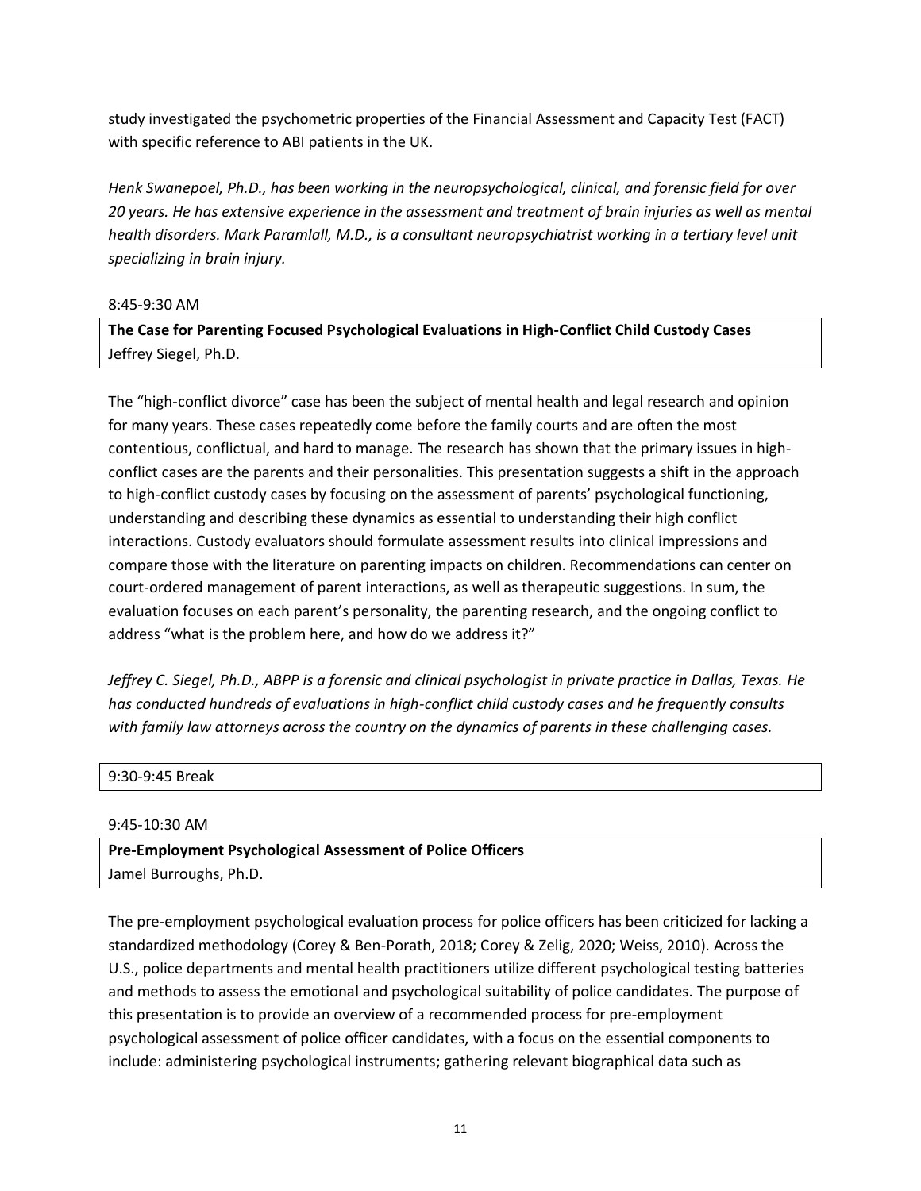study investigated the psychometric properties of the Financial Assessment and Capacity Test (FACT) with specific reference to ABI patients in the UK.

*Henk Swanepoel, Ph.D., has been working in the neuropsychological, clinical, and forensic field for over 20 years. He has extensive experience in the assessment and treatment of brain injuries as well as mental health disorders. Mark Paramlall, M.D., is a consultant neuropsychiatrist working in a tertiary level unit specializing in brain injury.*

8:45-9:30 AM

**The Case for Parenting Focused Psychological Evaluations in High-Conflict Child Custody Cases**
Jeffrey Siegel, Ph.D.

The "high-conflict divorce" case has been the subject of mental health and legal research and opinion for many years. These cases repeatedly come before the family courts and are often the most contentious, conflictual, and hard to manage. The research has shown that the primary issues in high-conflict cases are the parents and their personalities. This presentation suggests a shift in the approach to high-conflict custody cases by focusing on the assessment of parents' psychological functioning, understanding and describing these dynamics as essential to understanding their high conflict interactions. Custody evaluators should formulate assessment results into clinical impressions and compare those with the literature on parenting impacts on children. Recommendations can center on court-ordered management of parent interactions, as well as therapeutic suggestions. In sum, the evaluation focuses on each parent's personality, the parenting research, and the ongoing conflict to address "what is the problem here, and how do we address it?"

*Jeffrey C. Siegel, Ph.D., ABPP is a forensic and clinical psychologist in private practice in Dallas, Texas. He has conducted hundreds of evaluations in high-conflict child custody cases and he frequently consults with family law attorneys across the country on the dynamics of parents in these challenging cases.*

9:30-9:45 Break

9:45-10:30 AM

**Pre-Employment Psychological Assessment of Police Officers**
Jamel Burroughs, Ph.D.

The pre-employment psychological evaluation process for police officers has been criticized for lacking a standardized methodology (Corey & Ben-Porath, 2018; Corey & Zelig, 2020; Weiss, 2010). Across the U.S., police departments and mental health practitioners utilize different psychological testing batteries and methods to assess the emotional and psychological suitability of police candidates. The purpose of this presentation is to provide an overview of a recommended process for pre-employment psychological assessment of police officer candidates, with a focus on the essential components to include: administering psychological instruments; gathering relevant biographical data such as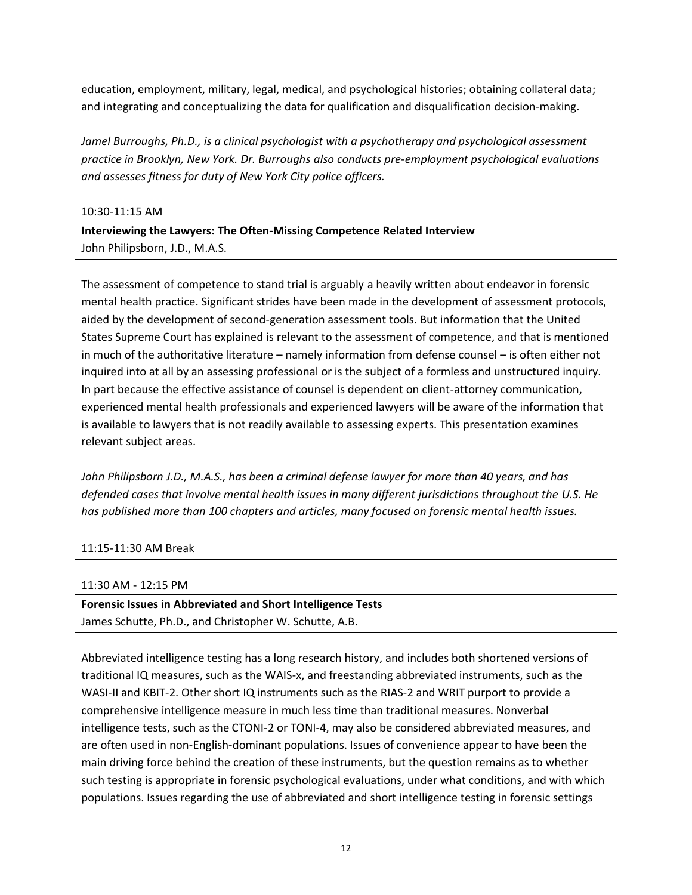education, employment, military, legal, medical, and psychological histories; obtaining collateral data; and integrating and conceptualizing the data for qualification and disqualification decision-making.

*Jamel Burroughs, Ph.D., is a clinical psychologist with a psychotherapy and psychological assessment practice in Brooklyn, New York. Dr. Burroughs also conducts pre-employment psychological evaluations and assesses fitness for duty of New York City police officers.*

10:30-11:15 AM

**Interviewing the Lawyers: The Often-Missing Competence Related Interview**
John Philipsborn, J.D., M.A.S.

The assessment of competence to stand trial is arguably a heavily written about endeavor in forensic mental health practice. Significant strides have been made in the development of assessment protocols, aided by the development of second-generation assessment tools. But information that the United States Supreme Court has explained is relevant to the assessment of competence, and that is mentioned in much of the authoritative literature – namely information from defense counsel – is often either not inquired into at all by an assessing professional or is the subject of a formless and unstructured inquiry. In part because the effective assistance of counsel is dependent on client-attorney communication, experienced mental health professionals and experienced lawyers will be aware of the information that is available to lawyers that is not readily available to assessing experts. This presentation examines relevant subject areas.

*John Philipsborn J.D., M.A.S., has been a criminal defense lawyer for more than 40 years, and has defended cases that involve mental health issues in many different jurisdictions throughout the U.S. He has published more than 100 chapters and articles, many focused on forensic mental health issues.*

11:15-11:30 AM Break

11:30 AM - 12:15 PM

**Forensic Issues in Abbreviated and Short Intelligence Tests**
James Schutte, Ph.D., and Christopher W. Schutte, A.B.

Abbreviated intelligence testing has a long research history, and includes both shortened versions of traditional IQ measures, such as the WAIS-x, and freestanding abbreviated instruments, such as the WASI-II and KBIT-2. Other short IQ instruments such as the RIAS-2 and WRIT purport to provide a comprehensive intelligence measure in much less time than traditional measures. Nonverbal intelligence tests, such as the CTONI-2 or TONI-4, may also be considered abbreviated measures, and are often used in non-English-dominant populations. Issues of convenience appear to have been the main driving force behind the creation of these instruments, but the question remains as to whether such testing is appropriate in forensic psychological evaluations, under what conditions, and with which populations. Issues regarding the use of abbreviated and short intelligence testing in forensic settings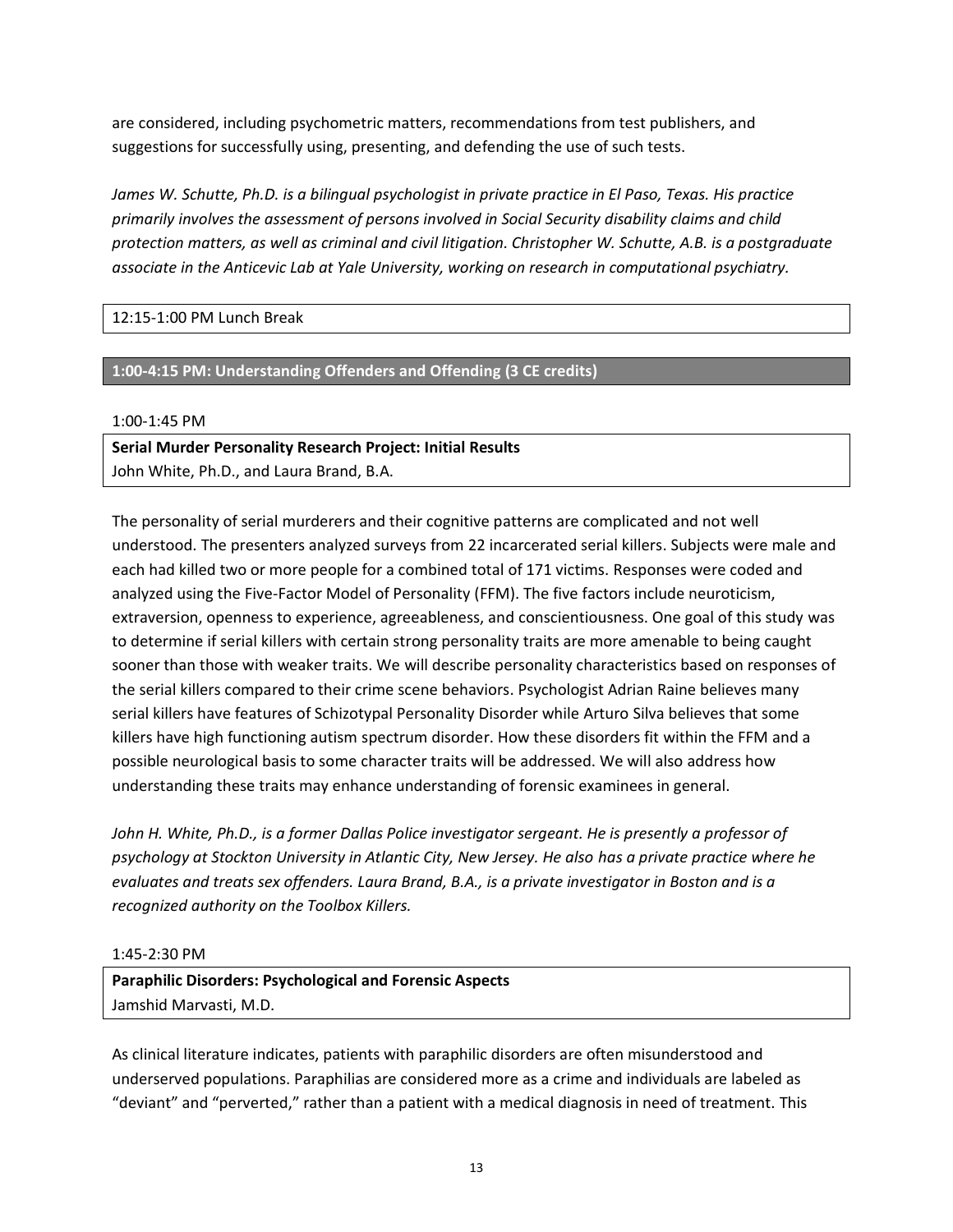are considered, including psychometric matters, recommendations from test publishers, and suggestions for successfully using, presenting, and defending the use of such tests.

*James W. Schutte, Ph.D. is a bilingual psychologist in private practice in El Paso, Texas. His practice primarily involves the assessment of persons involved in Social Security disability claims and child protection matters, as well as criminal and civil litigation. Christopher W. Schutte, A.B. is a postgraduate associate in the Anticevic Lab at Yale University, working on research in computational psychiatry.*

12:15-1:00 PM Lunch Break

## 1:00-4:15 PM: Understanding Offenders and Offending (3 CE credits)

1:00-1:45 PM

**Serial Murder Personality Research Project: Initial Results**
John White, Ph.D., and Laura Brand, B.A.

The personality of serial murderers and their cognitive patterns are complicated and not well understood. The presenters analyzed surveys from 22 incarcerated serial killers. Subjects were male and each had killed two or more people for a combined total of 171 victims. Responses were coded and analyzed using the Five-Factor Model of Personality (FFM). The five factors include neuroticism, extraversion, openness to experience, agreeableness, and conscientiousness. One goal of this study was to determine if serial killers with certain strong personality traits are more amenable to being caught sooner than those with weaker traits. We will describe personality characteristics based on responses of the serial killers compared to their crime scene behaviors. Psychologist Adrian Raine believes many serial killers have features of Schizotypal Personality Disorder while Arturo Silva believes that some killers have high functioning autism spectrum disorder. How these disorders fit within the FFM and a possible neurological basis to some character traits will be addressed. We will also address how understanding these traits may enhance understanding of forensic examinees in general.

*John H. White, Ph.D., is a former Dallas Police investigator sergeant. He is presently a professor of psychology at Stockton University in Atlantic City, New Jersey. He also has a private practice where he evaluates and treats sex offenders. Laura Brand, B.A., is a private investigator in Boston and is a recognized authority on the Toolbox Killers.*

1:45-2:30 PM

**Paraphilic Disorders: Psychological and Forensic Aspects**
Jamshid Marvasti, M.D.

As clinical literature indicates, patients with paraphilic disorders are often misunderstood and underserved populations. Paraphilias are considered more as a crime and individuals are labeled as "deviant" and "perverted," rather than a patient with a medical diagnosis in need of treatment. This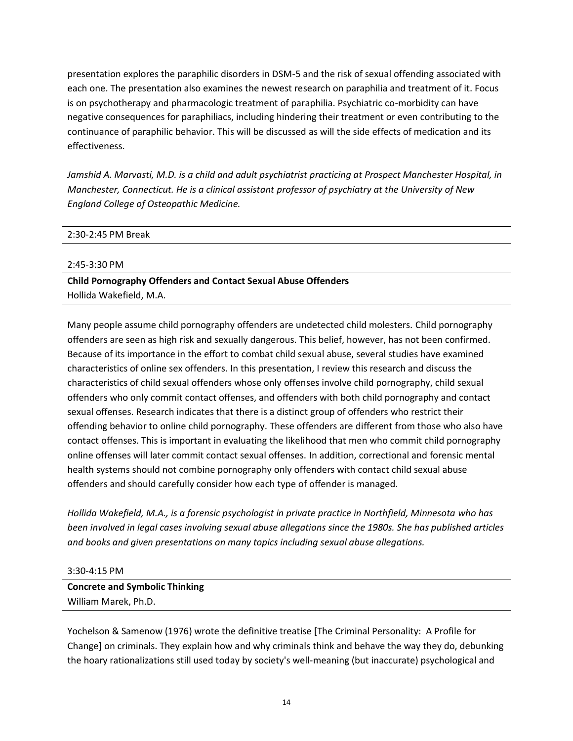presentation explores the paraphilic disorders in DSM-5 and the risk of sexual offending associated with each one. The presentation also examines the newest research on paraphilia and treatment of it. Focus is on psychotherapy and pharmacologic treatment of paraphilia. Psychiatric co-morbidity can have negative consequences for paraphiliacs, including hindering their treatment or even contributing to the continuance of paraphilic behavior. This will be discussed as will the side effects of medication and its effectiveness.

*Jamshid A. Marvasti, M.D. is a child and adult psychiatrist practicing at Prospect Manchester Hospital, in Manchester, Connecticut. He is a clinical assistant professor of psychiatry at the University of New England College of Osteopathic Medicine.*

2:30-2:45 PM Break

2:45-3:30 PM

**Child Pornography Offenders and Contact Sexual Abuse Offenders**
Hollida Wakefield, M.A.

Many people assume child pornography offenders are undetected child molesters. Child pornography offenders are seen as high risk and sexually dangerous. This belief, however, has not been confirmed. Because of its importance in the effort to combat child sexual abuse, several studies have examined characteristics of online sex offenders. In this presentation, I review this research and discuss the characteristics of child sexual offenders whose only offenses involve child pornography, child sexual offenders who only commit contact offenses, and offenders with both child pornography and contact sexual offenses. Research indicates that there is a distinct group of offenders who restrict their offending behavior to online child pornography. These offenders are different from those who also have contact offenses. This is important in evaluating the likelihood that men who commit child pornography online offenses will later commit contact sexual offenses. In addition, correctional and forensic mental health systems should not combine pornography only offenders with contact child sexual abuse offenders and should carefully consider how each type of offender is managed.

*Hollida Wakefield, M.A., is a forensic psychologist in private practice in Northfield, Minnesota who has been involved in legal cases involving sexual abuse allegations since the 1980s. She has published articles and books and given presentations on many topics including sexual abuse allegations.*

3:30-4:15 PM

**Concrete and Symbolic Thinking**
William Marek, Ph.D.

Yochelson & Samenow (1976) wrote the definitive treatise [The Criminal Personality: A Profile for Change] on criminals. They explain how and why criminals think and behave the way they do, debunking the hoary rationalizations still used today by society's well-meaning (but inaccurate) psychological and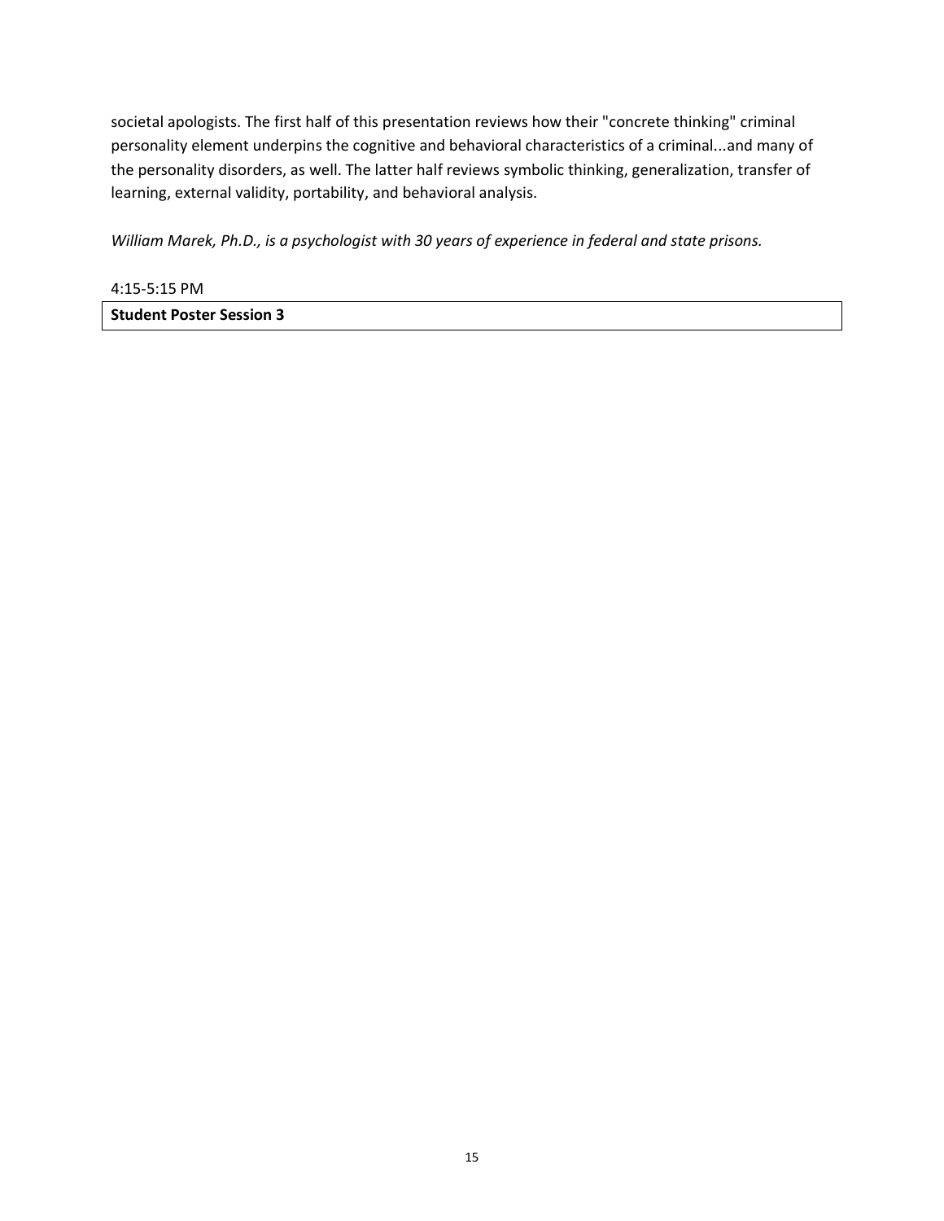societal apologists. The first half of this presentation reviews how their "concrete thinking" criminal personality element underpins the cognitive and behavioral characteristics of a criminal...and many of the personality disorders, as well. The latter half reviews symbolic thinking, generalization, transfer of learning, external validity, portability, and behavioral analysis.

*William Marek, Ph.D., is a psychologist with 30 years of experience in federal and state prisons.*

4:15-5:15 PM

**Student Poster Session 3**